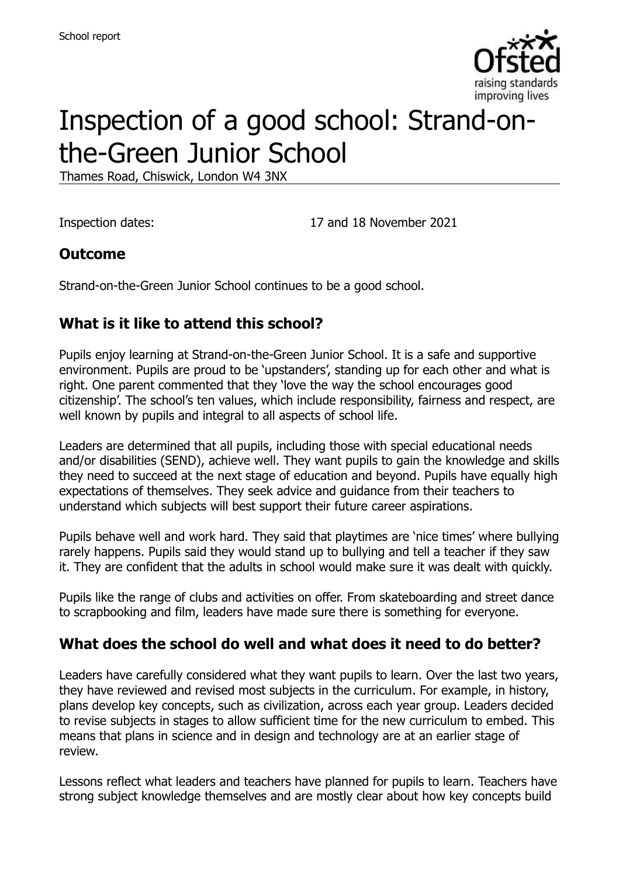School report

# Inspection of a good school: Strand-on-the-Green Junior School

Thames Road, Chiswick, London W4 3NX

Inspection dates: 17 and 18 November 2021

## Outcome

Strand-on-the-Green Junior School continues to be a good school.

## What is it like to attend this school?

Pupils enjoy learning at Strand-on-the-Green Junior School. It is a safe and supportive environment. Pupils are proud to be 'upstanders', standing up for each other and what is right. One parent commented that they 'love the way the school encourages good citizenship'. The school's ten values, which include responsibility, fairness and respect, are well known by pupils and integral to all aspects of school life.

Leaders are determined that all pupils, including those with special educational needs and/or disabilities (SEND), achieve well. They want pupils to gain the knowledge and skills they need to succeed at the next stage of education and beyond. Pupils have equally high expectations of themselves. They seek advice and guidance from their teachers to understand which subjects will best support their future career aspirations.

Pupils behave well and work hard. They said that playtimes are 'nice times' where bullying rarely happens. Pupils said they would stand up to bullying and tell a teacher if they saw it. They are confident that the adults in school would make sure it was dealt with quickly.

Pupils like the range of clubs and activities on offer. From skateboarding and street dance to scrapbooking and film, leaders have made sure there is something for everyone.

## What does the school do well and what does it need to do better?

Leaders have carefully considered what they want pupils to learn. Over the last two years, they have reviewed and revised most subjects in the curriculum. For example, in history, plans develop key concepts, such as civilization, across each year group. Leaders decided to revise subjects in stages to allow sufficient time for the new curriculum to embed. This means that plans in science and in design and technology are at an earlier stage of review.

Lessons reflect what leaders and teachers have planned for pupils to learn. Teachers have strong subject knowledge themselves and are mostly clear about how key concepts build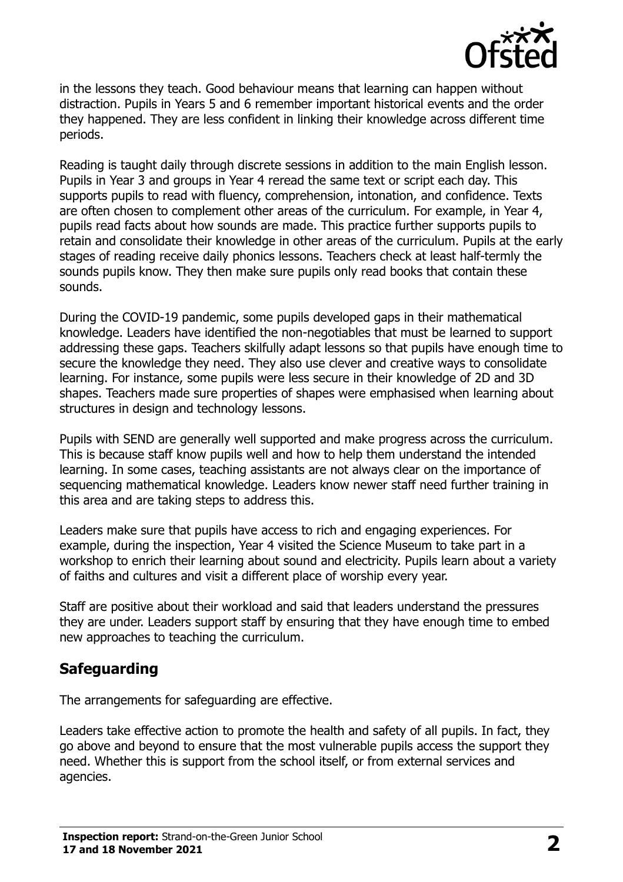in the lessons they teach. Good behaviour means that learning can happen without distraction. Pupils in Years 5 and 6 remember important historical events and the order they happened. They are less confident in linking their knowledge across different time periods.

Reading is taught daily through discrete sessions in addition to the main English lesson. Pupils in Year 3 and groups in Year 4 reread the same text or script each day. This supports pupils to read with fluency, comprehension, intonation, and confidence. Texts are often chosen to complement other areas of the curriculum. For example, in Year 4, pupils read facts about how sounds are made. This practice further supports pupils to retain and consolidate their knowledge in other areas of the curriculum. Pupils at the early stages of reading receive daily phonics lessons. Teachers check at least half-termly the sounds pupils know. They then make sure pupils only read books that contain these sounds.

During the COVID-19 pandemic, some pupils developed gaps in their mathematical knowledge. Leaders have identified the non-negotiables that must be learned to support addressing these gaps. Teachers skilfully adapt lessons so that pupils have enough time to secure the knowledge they need. They also use clever and creative ways to consolidate learning. For instance, some pupils were less secure in their knowledge of 2D and 3D shapes. Teachers made sure properties of shapes were emphasised when learning about structures in design and technology lessons.

Pupils with SEND are generally well supported and make progress across the curriculum. This is because staff know pupils well and how to help them understand the intended learning. In some cases, teaching assistants are not always clear on the importance of sequencing mathematical knowledge. Leaders know newer staff need further training in this area and are taking steps to address this.

Leaders make sure that pupils have access to rich and engaging experiences. For example, during the inspection, Year 4 visited the Science Museum to take part in a workshop to enrich their learning about sound and electricity. Pupils learn about a variety of faiths and cultures and visit a different place of worship every year.

Staff are positive about their workload and said that leaders understand the pressures they are under. Leaders support staff by ensuring that they have enough time to embed new approaches to teaching the curriculum.

## Safeguarding

The arrangements for safeguarding are effective.

Leaders take effective action to promote the health and safety of all pupils. In fact, they go above and beyond to ensure that the most vulnerable pupils access the support they need. Whether this is support from the school itself, or from external services and agencies.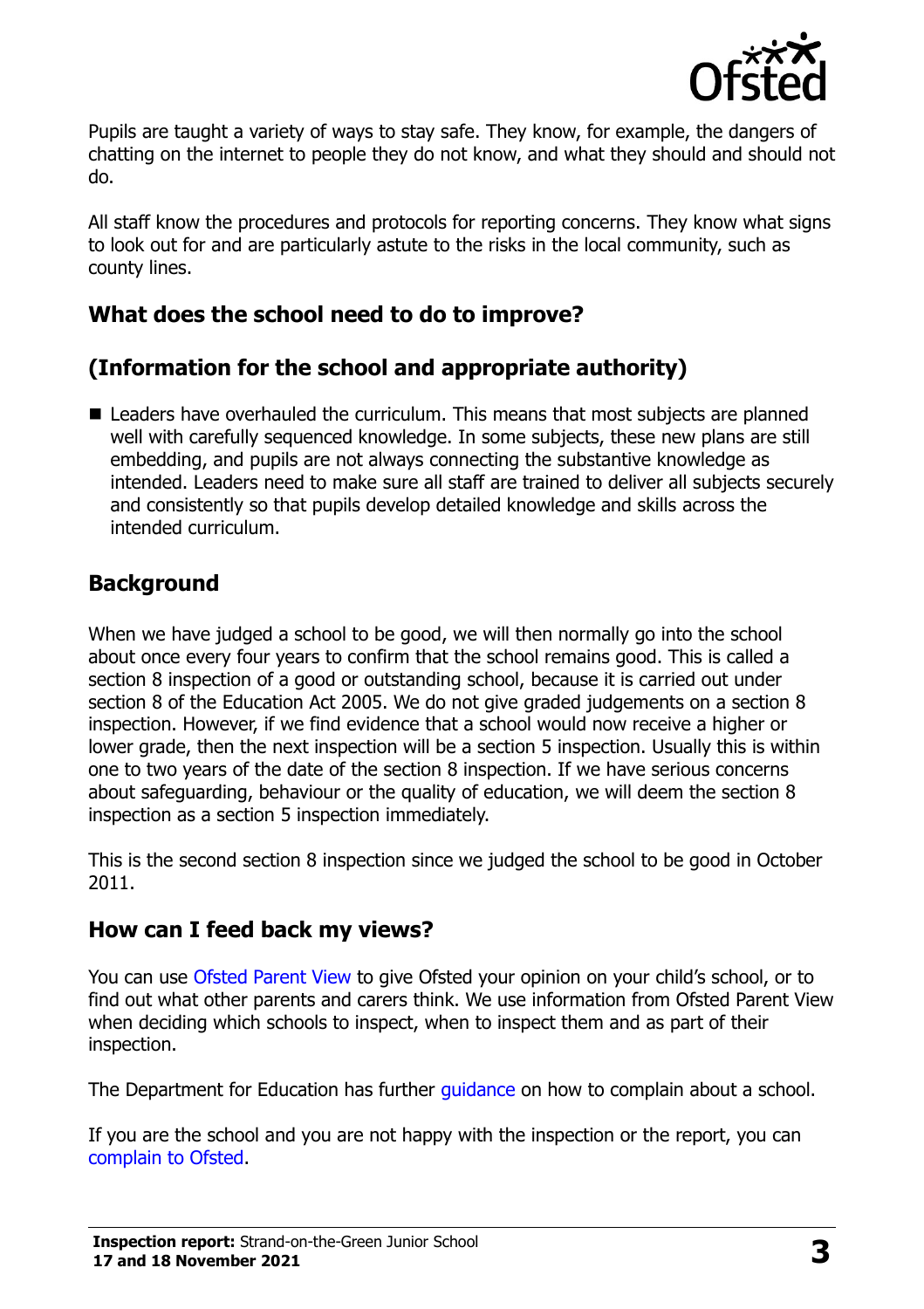Pupils are taught a variety of ways to stay safe. They know, for example, the dangers of chatting on the internet to people they do not know, and what they should and should not do.

All staff know the procedures and protocols for reporting concerns. They know what signs to look out for and are particularly astute to the risks in the local community, such as county lines.

## What does the school need to do to improve?

## (Information for the school and appropriate authority)

- Leaders have overhauled the curriculum. This means that most subjects are planned well with carefully sequenced knowledge. In some subjects, these new plans are still embedding, and pupils are not always connecting the substantive knowledge as intended. Leaders need to make sure all staff are trained to deliver all subjects securely and consistently so that pupils develop detailed knowledge and skills across the intended curriculum.

## Background

When we have judged a school to be good, we will then normally go into the school about once every four years to confirm that the school remains good. This is called a section 8 inspection of a good or outstanding school, because it is carried out under section 8 of the Education Act 2005. We do not give graded judgements on a section 8 inspection. However, if we find evidence that a school would now receive a higher or lower grade, then the next inspection will be a section 5 inspection. Usually this is within one to two years of the date of the section 8 inspection. If we have serious concerns about safeguarding, behaviour or the quality of education, we will deem the section 8 inspection as a section 5 inspection immediately.

This is the second section 8 inspection since we judged the school to be good in October 2011.

## How can I feed back my views?

You can use Ofsted Parent View to give Ofsted your opinion on your child's school, or to find out what other parents and carers think. We use information from Ofsted Parent View when deciding which schools to inspect, when to inspect them and as part of their inspection.

The Department for Education has further guidance on how to complain about a school.

If you are the school and you are not happy with the inspection or the report, you can complain to Ofsted.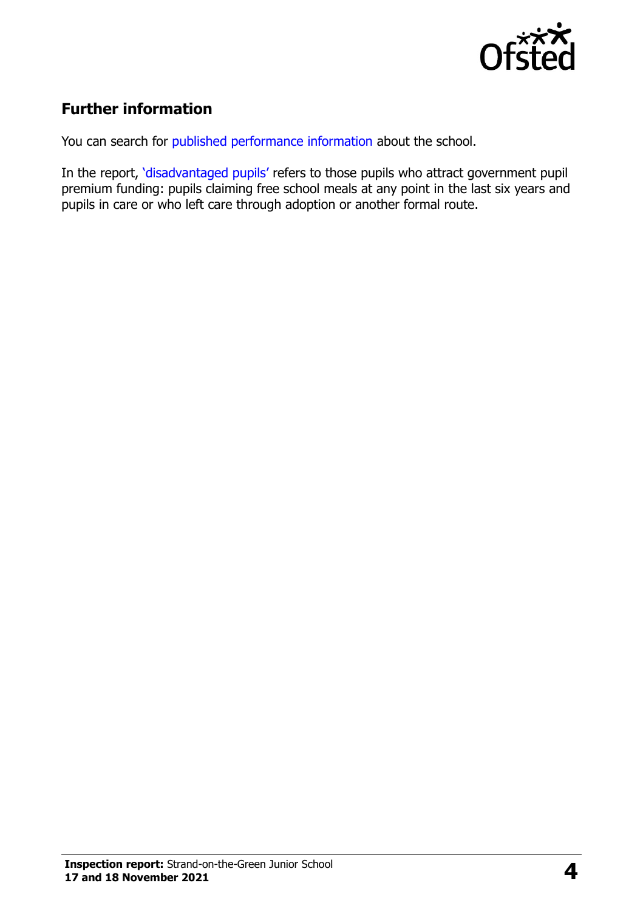## Further information

You can search for published performance information about the school.

In the report, 'disadvantaged pupils' refers to those pupils who attract government pupil premium funding: pupils claiming free school meals at any point in the last six years and pupils in care or who left care through adoption or another formal route.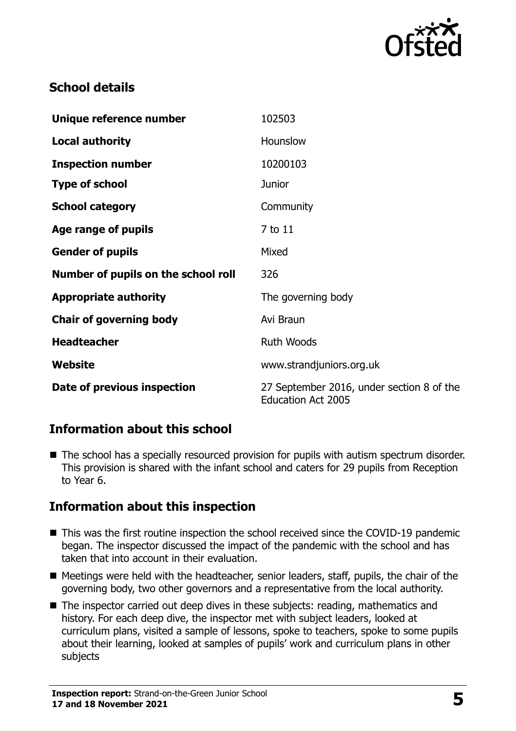## School details

| | |
|---|---|
| **Unique reference number** | 102503 |
| **Local authority** | Hounslow |
| **Inspection number** | 10200103 |
| **Type of school** | Junior |
| **School category** | Community |
| **Age range of pupils** | 7 to 11 |
| **Gender of pupils** | Mixed |
| **Number of pupils on the school roll** | 326 |
| **Appropriate authority** | The governing body |
| **Chair of governing body** | Avi Braun |
| **Headteacher** | Ruth Woods |
| **Website** | www.strandjuniors.org.uk |
| **Date of previous inspection** | 27 September 2016, under section 8 of the Education Act 2005 |

## Information about this school

- The school has a specially resourced provision for pupils with autism spectrum disorder. This provision is shared with the infant school and caters for 29 pupils from Reception to Year 6.

## Information about this inspection

- This was the first routine inspection the school received since the COVID-19 pandemic began. The inspector discussed the impact of the pandemic with the school and has taken that into account in their evaluation.
- Meetings were held with the headteacher, senior leaders, staff, pupils, the chair of the governing body, two other governors and a representative from the local authority.
- The inspector carried out deep dives in these subjects: reading, mathematics and history. For each deep dive, the inspector met with subject leaders, looked at curriculum plans, visited a sample of lessons, spoke to teachers, spoke to some pupils about their learning, looked at samples of pupils' work and curriculum plans in other subjects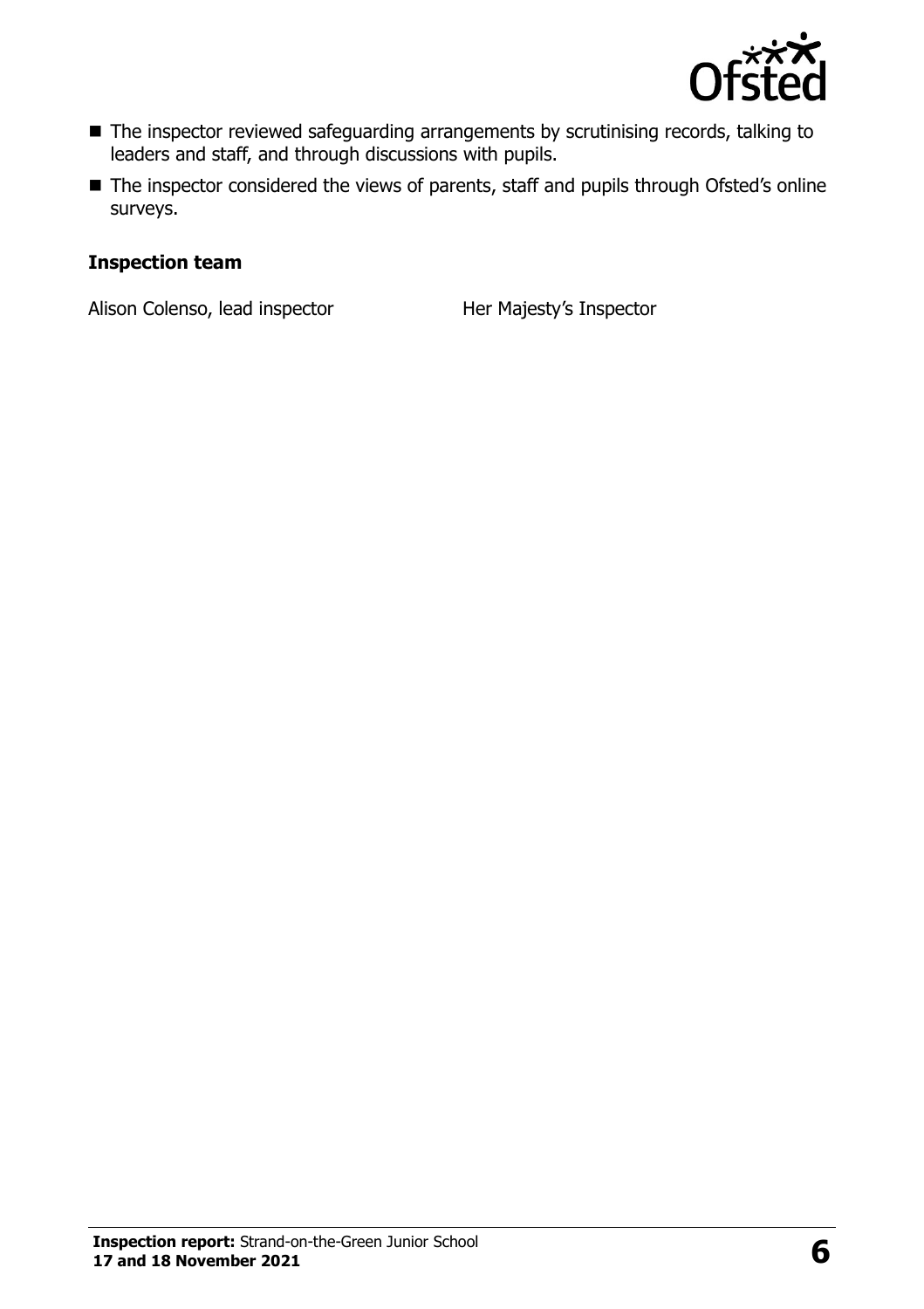- The inspector reviewed safeguarding arrangements by scrutinising records, talking to leaders and staff, and through discussions with pupils.
- The inspector considered the views of parents, staff and pupils through Ofsted's online surveys.

**Inspection team**

| | |
|---|---|
| Alison Colenso, lead inspector | Her Majesty's Inspector |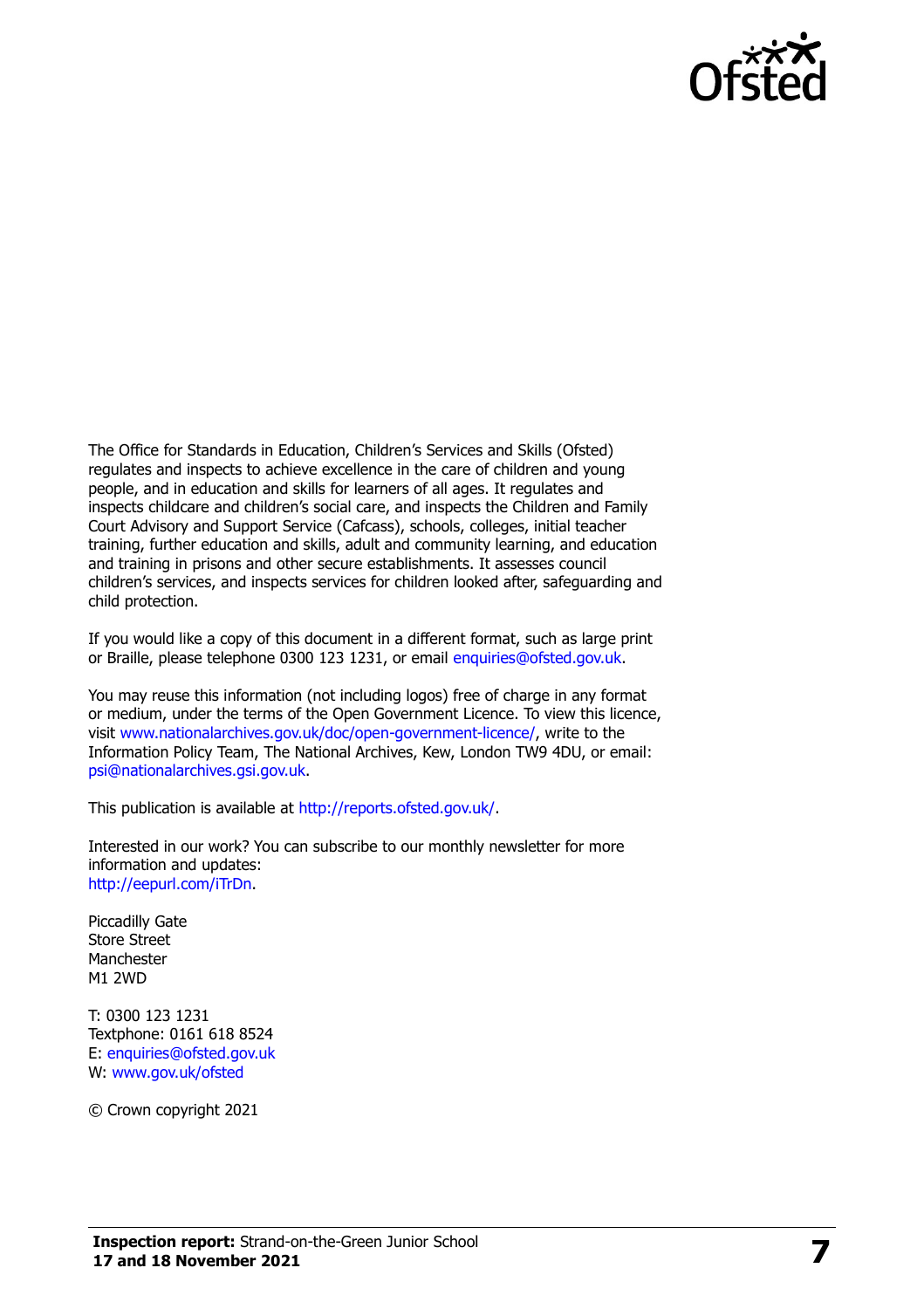The Office for Standards in Education, Children's Services and Skills (Ofsted) regulates and inspects to achieve excellence in the care of children and young people, and in education and skills for learners of all ages. It regulates and inspects childcare and children's social care, and inspects the Children and Family Court Advisory and Support Service (Cafcass), schools, colleges, initial teacher training, further education and skills, adult and community learning, and education and training in prisons and other secure establishments. It assesses council children's services, and inspects services for children looked after, safeguarding and child protection.

If you would like a copy of this document in a different format, such as large print or Braille, please telephone 0300 123 1231, or email enquiries@ofsted.gov.uk.

You may reuse this information (not including logos) free of charge in any format or medium, under the terms of the Open Government Licence. To view this licence, visit www.nationalarchives.gov.uk/doc/open-government-licence/, write to the Information Policy Team, The National Archives, Kew, London TW9 4DU, or email: psi@nationalarchives.gsi.gov.uk.

This publication is available at http://reports.ofsted.gov.uk/.

Interested in our work? You can subscribe to our monthly newsletter for more information and updates:
http://eepurl.com/iTrDn.

Piccadilly Gate
Store Street
Manchester
M1 2WD

T: 0300 123 1231
Textphone: 0161 618 8524
E: enquiries@ofsted.gov.uk
W: www.gov.uk/ofsted

© Crown copyright 2021